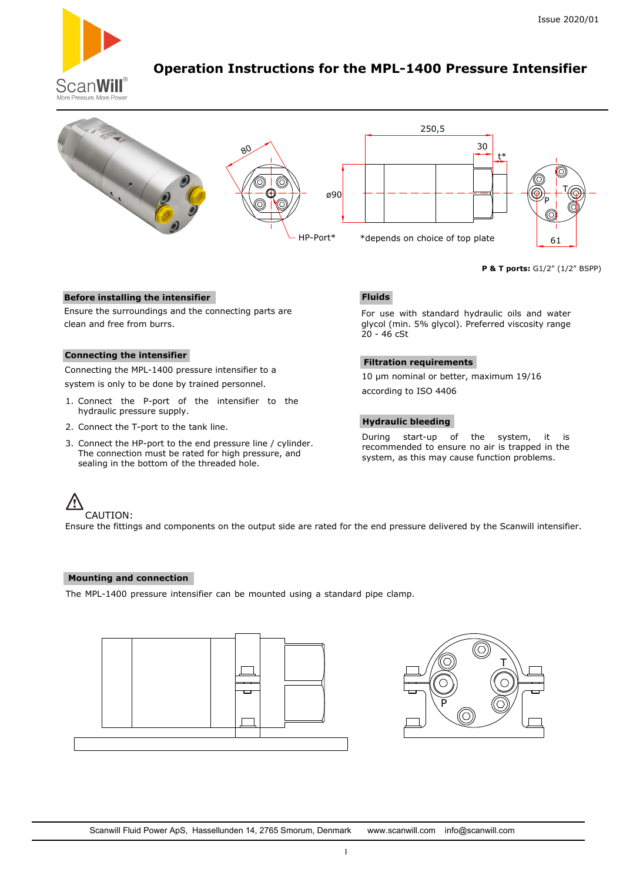Issue 2020/01

# Operation Instructions for the MPL-1400 Pressure Intensifier

250,5

30

t*

80

ø90

HP-Port*

*depends on choice of top plate

T

P

61

**P & T ports:** G1/2" (1/2" BSPP)

## Before installing the intensifier

Ensure the surroundings and the connecting parts are clean and free from burrs.

## Connecting the intensifier

Connecting the MPL-1400 pressure intensifier to a system is only to be done by trained personnel.

1. Connect the P-port of the intensifier to the hydraulic pressure supply.
2. Connect the T-port to the tank line.
3. Connect the HP-port to the end pressure line / cylinder. The connection must be rated for high pressure, and sealing in the bottom of the threaded hole.

## Fluids

For use with standard hydraulic oils and water glycol (min. 5% glycol). Preferred viscosity range 20 - 46 cSt

## Filtration requirements

10 µm nominal or better, maximum 19/16 according to ISO 4406

## Hydraulic bleeding

During start-up of the system, it is recommended to ensure no air is trapped in the system, as this may cause function problems.

⚠ CAUTION:
Ensure the fittings and components on the output side are rated for the end pressure delivered by the Scanwill intensifier.

## Mounting and connection

The MPL-1400 pressure intensifier can be mounted using a standard pipe clamp.

T

P

Scanwill Fluid Power ApS, Hassellunden 14, 2765 Smorum, Denmark www.scanwill.com info@scanwill.com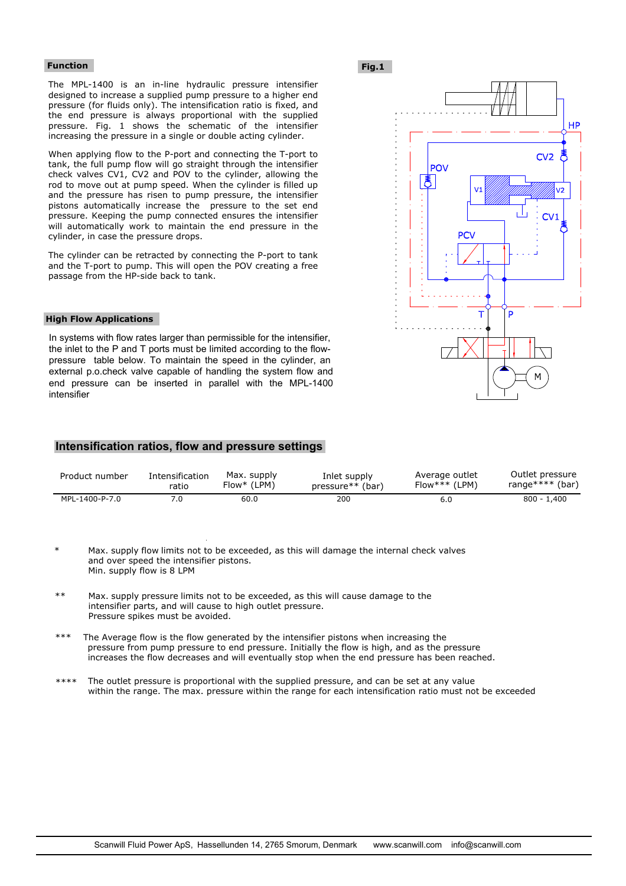## Function

The MPL-1400 is an in-line hydraulic pressure intensifier designed to increase a supplied pump pressure to a higher end pressure (for fluids only). The intensification ratio is fixed, and the end pressure is always proportional with the supplied pressure. Fig. 1 shows the schematic of the intensifier increasing the pressure in a single or double acting cylinder.

When applying flow to the P-port and connecting the T-port to tank, the full pump flow will go straight through the intensifier check valves CV1, CV2 and POV to the cylinder, allowing the rod to move out at pump speed. When the cylinder is filled up and the pressure has risen to pump pressure, the intensifier pistons automatically increase the pressure to the set end pressure. Keeping the pump connected ensures the intensifier will automatically work to maintain the end pressure in the cylinder, in case the pressure drops.

The cylinder can be retracted by connecting the P-port to tank and the T-port to pump. This will open the POV creating a free passage from the HP-side back to tank.

**Fig.1**

HP
CV2
POV
V1
V2
CV1
PCV
T
P
M

## High Flow Applications

In systems with flow rates larger than permissible for the intensifier, the inlet to the P and T ports must be limited according to the flow-pressure table below. To maintain the speed in the cylinder, an external p.o.check valve capable of handling the system flow and end pressure can be inserted in parallel with the MPL-1400 intensifier

## Intensification ratios, flow and pressure settings

| Product number | Intensification ratio | Max. supply Flow* (LPM) | Inlet supply pressure** (bar) | Average outlet Flow*** (LPM) | Outlet pressure range**** (bar) |
|---|---|---|---|---|---|
| MPL-1400-P-7.0 | 7.0 | 60.0 | 200 | 6.0 | 800 - 1,400 |

\* Max. supply flow limits not to be exceeded, as this will damage the internal check valves and over speed the intensifier pistons.
Min. supply flow is 8 LPM

** Max. supply pressure limits not to be exceeded, as this will cause damage to the intensifier parts, and will cause to high outlet pressure.
Pressure spikes must be avoided.

*** The Average flow is the flow generated by the intensifier pistons when increasing the pressure from pump pressure to end pressure. Initially the flow is high, and as the pressure increases the flow decreases and will eventually stop when the end pressure has been reached.

**** The outlet pressure is proportional with the supplied pressure, and can be set at any value within the range. The max. pressure within the range for each intensification ratio must not be exceeded